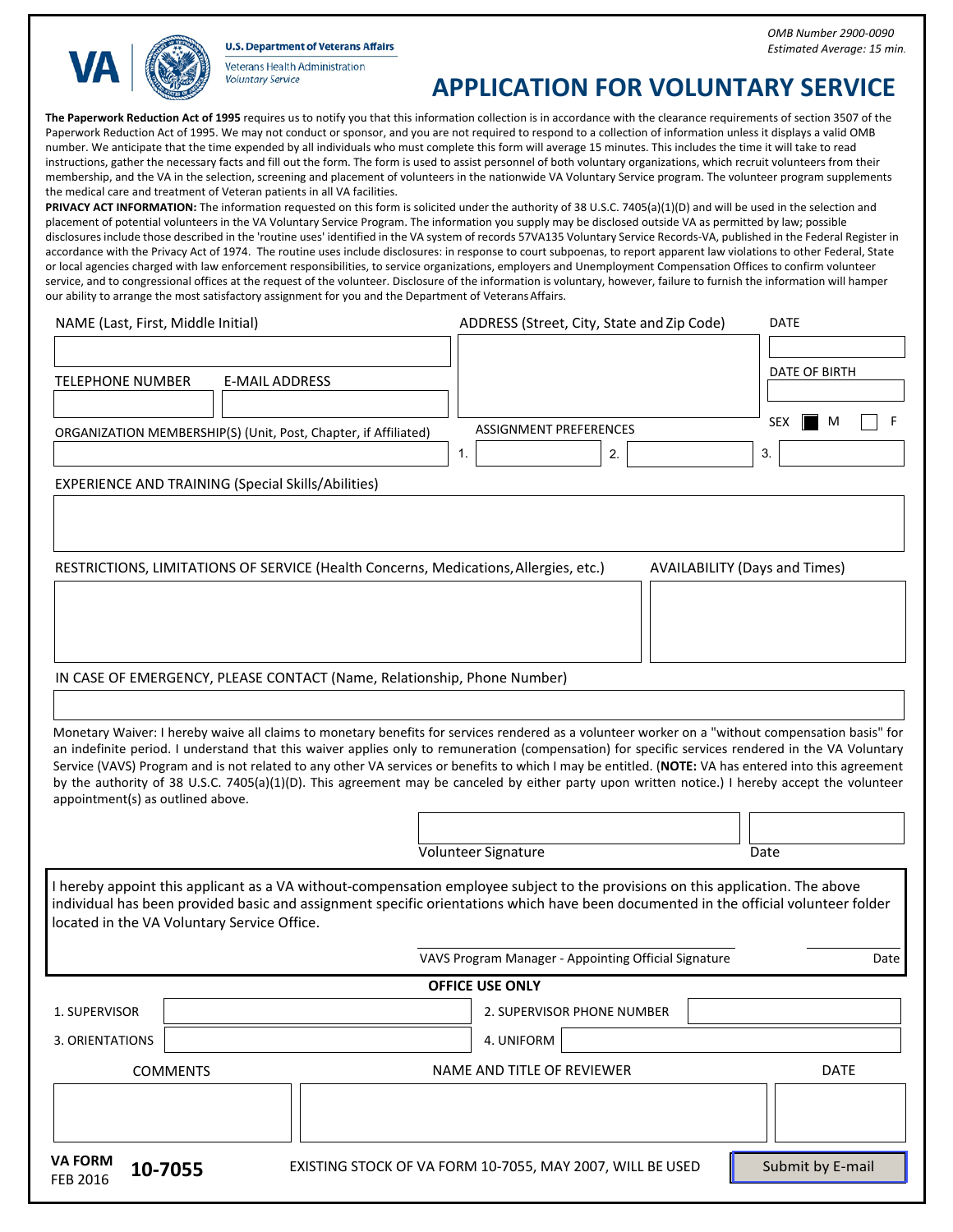U.S. Department of Veterans Affairs
Veterans Health Administration
*Voluntary Service*

*OMB Number 2900-0090*
*Estimated Average: 15 min.*

# APPLICATION FOR VOLUNTARY SERVICE

**The Paperwork Reduction Act of 1995** requires us to notify you that this information collection is in accordance with the clearance requirements of section 3507 of the Paperwork Reduction Act of 1995. We may not conduct or sponsor, and you are not required to respond to a collection of information unless it displays a valid OMB number. We anticipate that the time expended by all individuals who must complete this form will average 15 minutes. This includes the time it will take to read instructions, gather the necessary facts and fill out the form. The form is used to assist personnel of both voluntary organizations, which recruit volunteers from their membership, and the VA in the selection, screening and placement of volunteers in the nationwide VA Voluntary Service program. The volunteer program supplements the medical care and treatment of Veteran patients in all VA facilities.

**PRIVACY ACT INFORMATION:** The information requested on this form is solicited under the authority of 38 U.S.C. 7405(a)(1)(D) and will be used in the selection and placement of potential volunteers in the VA Voluntary Service Program. The information you supply may be disclosed outside VA as permitted by law; possible disclosures include those described in the 'routine uses' identified in the VA system of records 57VA135 Voluntary Service Records-VA, published in the Federal Register in accordance with the Privacy Act of 1974. The routine uses include disclosures: in response to court subpoenas, to report apparent law violations to other Federal, State or local agencies charged with law enforcement responsibilities, to service organizations, employers and Unemployment Compensation Offices to confirm volunteer service, and to congressional offices at the request of the volunteer. Disclosure of the information is voluntary, however, failure to furnish the information will hamper our ability to arrange the most satisfactory assignment for you and the Department of Veterans Affairs.

NAME (Last, First, Middle Initial):

ADDRESS (Street, City, State and Zip Code):

DATE:

TELEPHONE NUMBER:

E-MAIL ADDRESS:

DATE OF BIRTH:

SEX: ■ M ☐ F

ORGANIZATION MEMBERSHIP(S) (Unit, Post, Chapter, if Affiliated):

ASSIGNMENT PREFERENCES: 1. 2. 3.

EXPERIENCE AND TRAINING (Special Skills/Abilities):

RESTRICTIONS, LIMITATIONS OF SERVICE (Health Concerns, Medications, Allergies, etc.):

AVAILABILITY (Days and Times):

IN CASE OF EMERGENCY, PLEASE CONTACT (Name, Relationship, Phone Number):

Monetary Waiver: I hereby waive all claims to monetary benefits for services rendered as a volunteer worker on a "without compensation basis" for an indefinite period. I understand that this waiver applies only to remuneration (compensation) for specific services rendered in the VA Voluntary Service (VAVS) Program and is not related to any other VA services or benefits to which I may be entitled. (**NOTE:** VA has entered into this agreement by the authority of 38 U.S.C. 7405(a)(1)(D). This agreement may be canceled by either party upon written notice.) I hereby accept the volunteer appointment(s) as outlined above.

Volunteer Signature: ____________________ Date: __________

I hereby appoint this applicant as a VA without-compensation employee subject to the provisions on this application. The above individual has been provided basic and assignment specific orientations which have been documented in the official volunteer folder located in the VA Voluntary Service Office.

VAVS Program Manager - Appointing Official Signature: ____________________ Date: __________

## OFFICE USE ONLY

| | | | |
|---|---|---|---|
| 1. SUPERVISOR | | 2. SUPERVISOR PHONE NUMBER | |
| 3. ORIENTATIONS | | 4. UNIFORM | |

| COMMENTS | NAME AND TITLE OF REVIEWER | DATE |
|---|---|---|
| | | |

VA FORM 10-7055
FEB 2016

EXISTING STOCK OF VA FORM 10-7055, MAY 2007, WILL BE USED

Submit by E-mail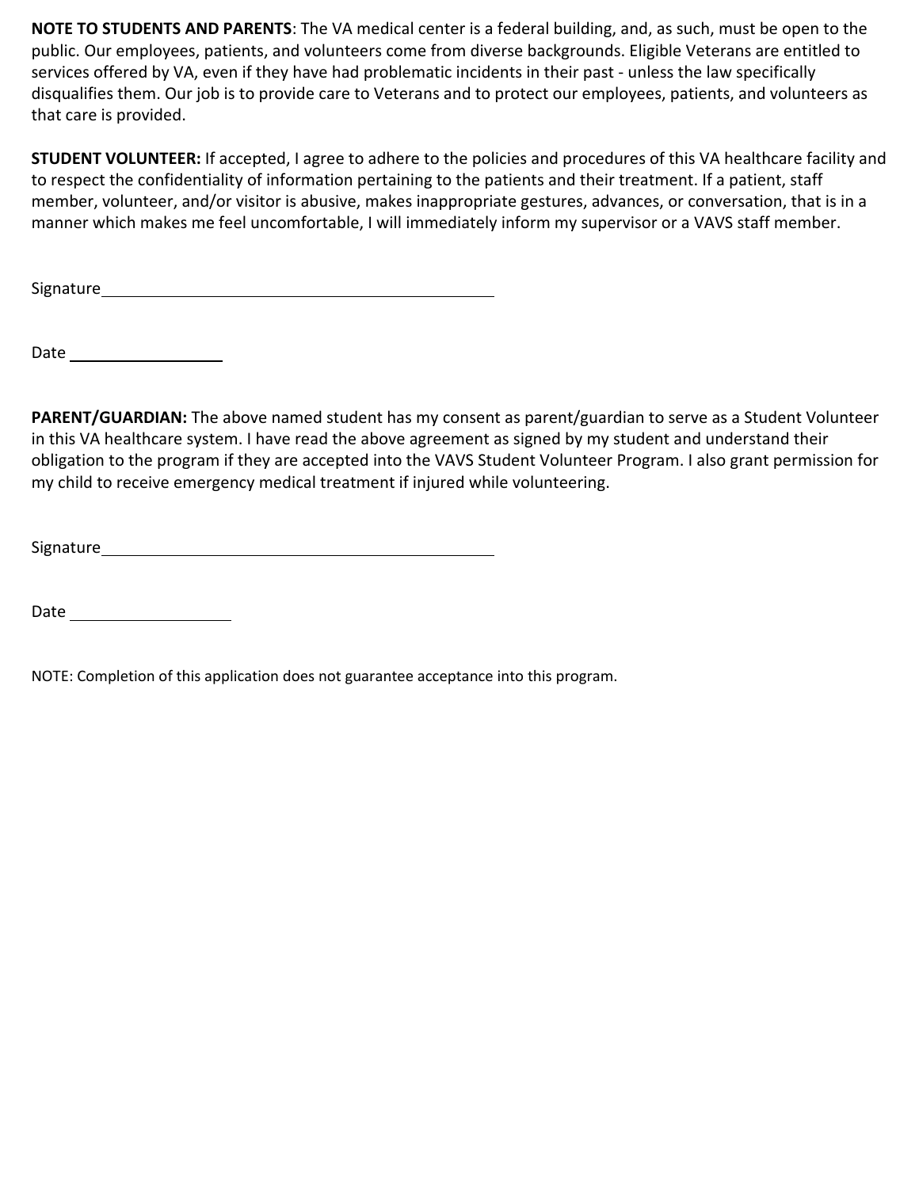**NOTE TO STUDENTS AND PARENTS**: The VA medical center is a federal building, and, as such, must be open to the public. Our employees, patients, and volunteers come from diverse backgrounds. Eligible Veterans are entitled to services offered by VA, even if they have had problematic incidents in their past - unless the law specifically disqualifies them. Our job is to provide care to Veterans and to protect our employees, patients, and volunteers as that care is provided.

**STUDENT VOLUNTEER:** If accepted, I agree to adhere to the policies and procedures of this VA healthcare facility and to respect the confidentiality of information pertaining to the patients and their treatment. If a patient, staff member, volunteer, and/or visitor is abusive, makes inappropriate gestures, advances, or conversation, that is in a manner which makes me feel uncomfortable, I will immediately inform my supervisor or a VAVS staff member.

Signature\_\_\_\_\_\_\_\_\_\_\_\_\_\_\_\_\_\_\_\_\_\_\_\_\_\_\_\_\_\_\_\_\_\_\_\_\_\_\_\_

Date \_\_\_\_\_\_\_\_\_\_\_\_\_\_\_

**PARENT/GUARDIAN:** The above named student has my consent as parent/guardian to serve as a Student Volunteer in this VA healthcare system. I have read the above agreement as signed by my student and understand their obligation to the program if they are accepted into the VAVS Student Volunteer Program. I also grant permission for my child to receive emergency medical treatment if injured while volunteering.

Signature\_\_\_\_\_\_\_\_\_\_\_\_\_\_\_\_\_\_\_\_\_\_\_\_\_\_\_\_\_\_\_\_\_\_\_\_\_\_\_\_

Date \_\_\_\_\_\_\_\_\_\_\_\_\_\_\_\_

NOTE: Completion of this application does not guarantee acceptance into this program.